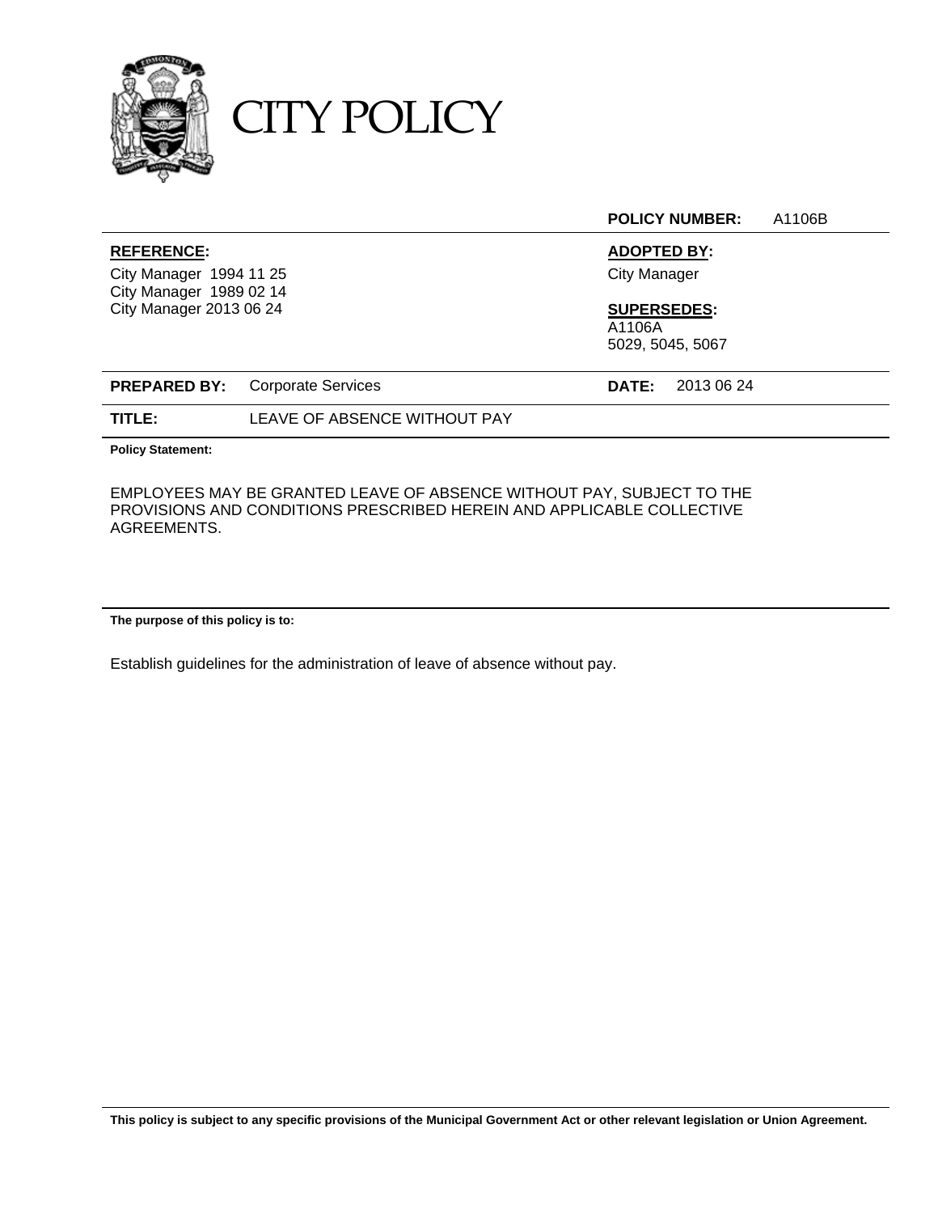# CITY POLICY

**POLICY NUMBER:** A1106B

**REFERENCE:**

City Manager 1994 11 25
City Manager 1989 02 14
City Manager 2013 06 24

**ADOPTED BY:**

City Manager

**SUPERSEDES:**

A1106A
5029, 5045, 5067

**PREPARED BY:** Corporate Services

**DATE:** 2013 06 24

**TITLE:** LEAVE OF ABSENCE WITHOUT PAY

**Policy Statement:**

EMPLOYEES MAY BE GRANTED LEAVE OF ABSENCE WITHOUT PAY, SUBJECT TO THE PROVISIONS AND CONDITIONS PRESCRIBED HEREIN AND APPLICABLE COLLECTIVE AGREEMENTS.

**The purpose of this policy is to:**

Establish guidelines for the administration of leave of absence without pay.

**This policy is subject to any specific provisions of the Municipal Government Act or other relevant legislation or Union Agreement.**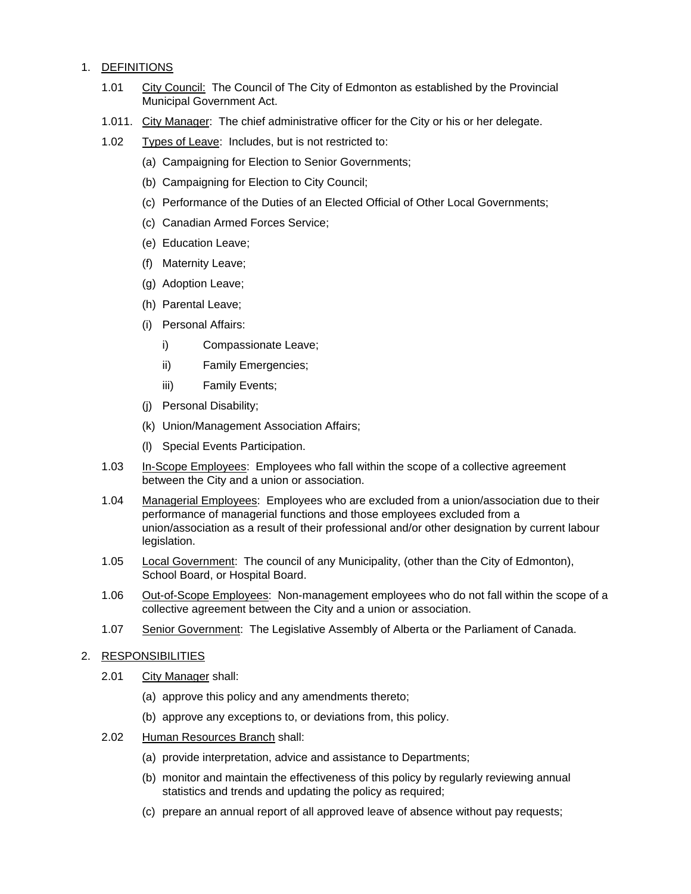1. DEFINITIONS

   1.01 City Council: The Council of The City of Edmonton as established by the Provincial Municipal Government Act.

   1.011. City Manager: The chief administrative officer for the City or his or her delegate.

   1.02 Types of Leave: Includes, but is not restricted to:

   (a) Campaigning for Election to Senior Governments;

   (b) Campaigning for Election to City Council;

   (c) Performance of the Duties of an Elected Official of Other Local Governments;

   (c) Canadian Armed Forces Service;

   (e) Education Leave;

   (f) Maternity Leave;

   (g) Adoption Leave;

   (h) Parental Leave;

   (i) Personal Affairs:

   i) Compassionate Leave;

   ii) Family Emergencies;

   iii) Family Events;

   (j) Personal Disability;

   (k) Union/Management Association Affairs;

   (l) Special Events Participation.

   1.03 In-Scope Employees: Employees who fall within the scope of a collective agreement between the City and a union or association.

   1.04 Managerial Employees: Employees who are excluded from a union/association due to their performance of managerial functions and those employees excluded from a union/association as a result of their professional and/or other designation by current labour legislation.

   1.05 Local Government: The council of any Municipality, (other than the City of Edmonton), School Board, or Hospital Board.

   1.06 Out-of-Scope Employees: Non-management employees who do not fall within the scope of a collective agreement between the City and a union or association.

   1.07 Senior Government: The Legislative Assembly of Alberta or the Parliament of Canada.

2. RESPONSIBILITIES

   2.01 City Manager shall:

   (a) approve this policy and any amendments thereto;

   (b) approve any exceptions to, or deviations from, this policy.

   2.02 Human Resources Branch shall:

   (a) provide interpretation, advice and assistance to Departments;

   (b) monitor and maintain the effectiveness of this policy by regularly reviewing annual statistics and trends and updating the policy as required;

   (c) prepare an annual report of all approved leave of absence without pay requests;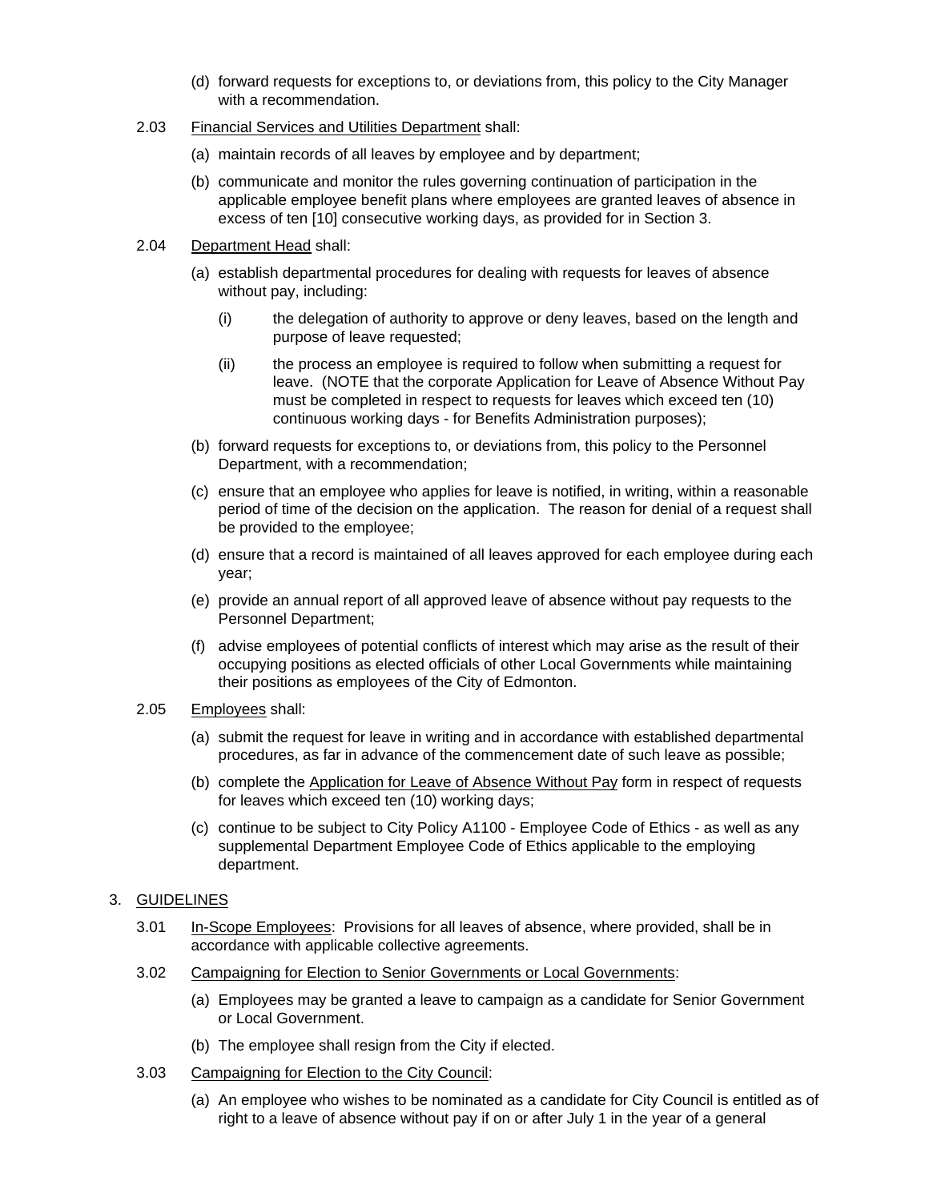(d) forward requests for exceptions to, or deviations from, this policy to the City Manager with a recommendation.

2.03 Financial Services and Utilities Department shall:

(a) maintain records of all leaves by employee and by department;

(b) communicate and monitor the rules governing continuation of participation in the applicable employee benefit plans where employees are granted leaves of absence in excess of ten [10] consecutive working days, as provided for in Section 3.

2.04 Department Head shall:

(a) establish departmental procedures for dealing with requests for leaves of absence without pay, including:

(i) the delegation of authority to approve or deny leaves, based on the length and purpose of leave requested;

(ii) the process an employee is required to follow when submitting a request for leave. (NOTE that the corporate Application for Leave of Absence Without Pay must be completed in respect to requests for leaves which exceed ten (10) continuous working days - for Benefits Administration purposes);

(b) forward requests for exceptions to, or deviations from, this policy to the Personnel Department, with a recommendation;

(c) ensure that an employee who applies for leave is notified, in writing, within a reasonable period of time of the decision on the application. The reason for denial of a request shall be provided to the employee;

(d) ensure that a record is maintained of all leaves approved for each employee during each year;

(e) provide an annual report of all approved leave of absence without pay requests to the Personnel Department;

(f) advise employees of potential conflicts of interest which may arise as the result of their occupying positions as elected officials of other Local Governments while maintaining their positions as employees of the City of Edmonton.

2.05 Employees shall:

(a) submit the request for leave in writing and in accordance with established departmental procedures, as far in advance of the commencement date of such leave as possible;

(b) complete the Application for Leave of Absence Without Pay form in respect of requests for leaves which exceed ten (10) working days;

(c) continue to be subject to City Policy A1100 - Employee Code of Ethics - as well as any supplemental Department Employee Code of Ethics applicable to the employing department.

## 3. GUIDELINES

3.01 In-Scope Employees: Provisions for all leaves of absence, where provided, shall be in accordance with applicable collective agreements.

3.02 Campaigning for Election to Senior Governments or Local Governments:

(a) Employees may be granted a leave to campaign as a candidate for Senior Government or Local Government.

(b) The employee shall resign from the City if elected.

3.03 Campaigning for Election to the City Council:

(a) An employee who wishes to be nominated as a candidate for City Council is entitled as of right to a leave of absence without pay if on or after July 1 in the year of a general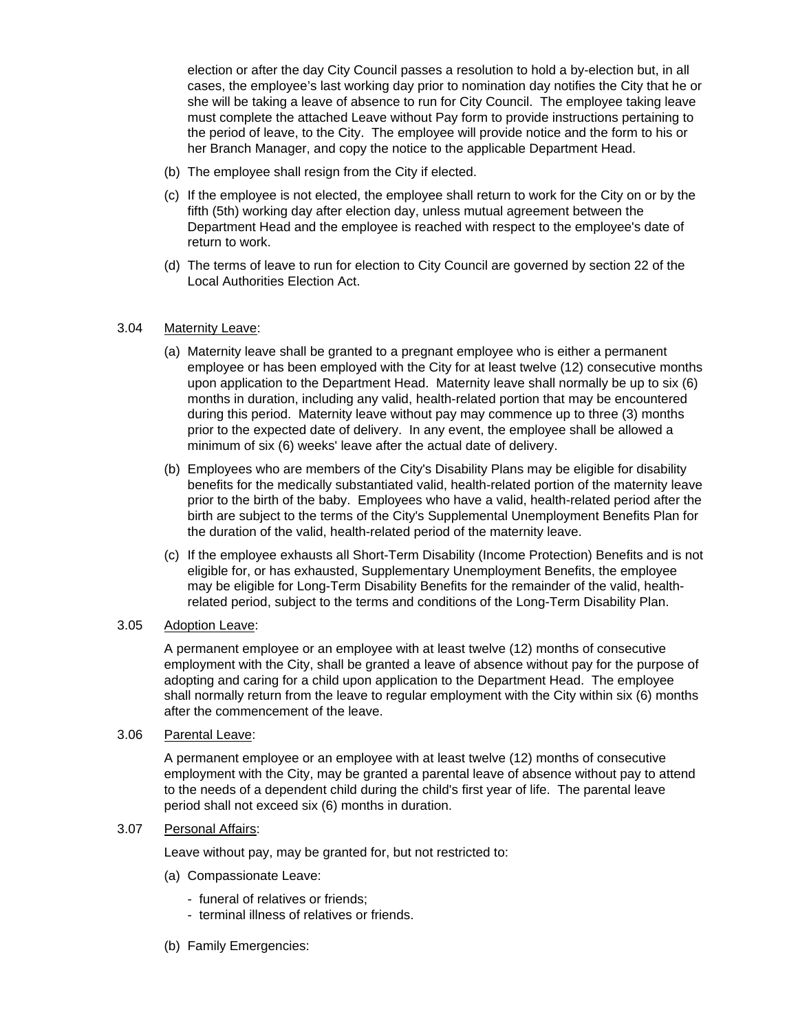election or after the day City Council passes a resolution to hold a by-election but, in all cases, the employee's last working day prior to nomination day notifies the City that he or she will be taking a leave of absence to run for City Council. The employee taking leave must complete the attached Leave without Pay form to provide instructions pertaining to the period of leave, to the City. The employee will provide notice and the form to his or her Branch Manager, and copy the notice to the applicable Department Head.

(b) The employee shall resign from the City if elected.

(c) If the employee is not elected, the employee shall return to work for the City on or by the fifth (5th) working day after election day, unless mutual agreement between the Department Head and the employee is reached with respect to the employee's date of return to work.

(d) The terms of leave to run for election to City Council are governed by section 22 of the Local Authorities Election Act.

3.04 Maternity Leave:

(a) Maternity leave shall be granted to a pregnant employee who is either a permanent employee or has been employed with the City for at least twelve (12) consecutive months upon application to the Department Head. Maternity leave shall normally be up to six (6) months in duration, including any valid, health-related portion that may be encountered during this period. Maternity leave without pay may commence up to three (3) months prior to the expected date of delivery. In any event, the employee shall be allowed a minimum of six (6) weeks' leave after the actual date of delivery.

(b) Employees who are members of the City's Disability Plans may be eligible for disability benefits for the medically substantiated valid, health-related portion of the maternity leave prior to the birth of the baby. Employees who have a valid, health-related period after the birth are subject to the terms of the City's Supplemental Unemployment Benefits Plan for the duration of the valid, health-related period of the maternity leave.

(c) If the employee exhausts all Short-Term Disability (Income Protection) Benefits and is not eligible for, or has exhausted, Supplementary Unemployment Benefits, the employee may be eligible for Long-Term Disability Benefits for the remainder of the valid, health-related period, subject to the terms and conditions of the Long-Term Disability Plan.

3.05 Adoption Leave:

A permanent employee or an employee with at least twelve (12) months of consecutive employment with the City, shall be granted a leave of absence without pay for the purpose of adopting and caring for a child upon application to the Department Head. The employee shall normally return from the leave to regular employment with the City within six (6) months after the commencement of the leave.

3.06 Parental Leave:

A permanent employee or an employee with at least twelve (12) months of consecutive employment with the City, may be granted a parental leave of absence without pay to attend to the needs of a dependent child during the child's first year of life. The parental leave period shall not exceed six (6) months in duration.

3.07 Personal Affairs:

Leave without pay, may be granted for, but not restricted to:

(a) Compassionate Leave:

- funeral of relatives or friends;
- terminal illness of relatives or friends.

(b) Family Emergencies: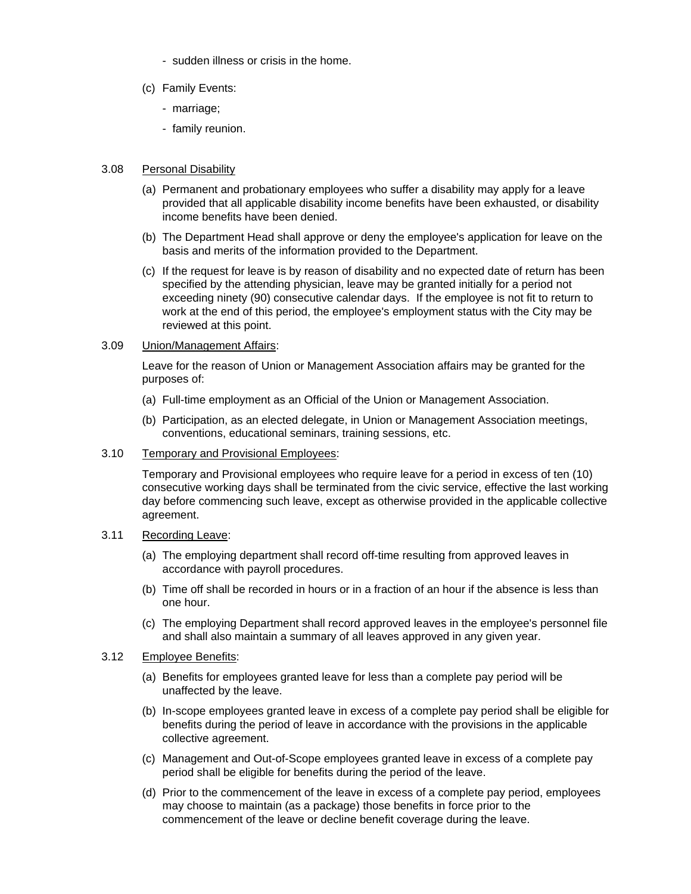- sudden illness or crisis in the home.

(c) Family Events:

- marriage;
- family reunion.

3.08 Personal Disability

(a) Permanent and probationary employees who suffer a disability may apply for a leave provided that all applicable disability income benefits have been exhausted, or disability income benefits have been denied.

(b) The Department Head shall approve or deny the employee's application for leave on the basis and merits of the information provided to the Department.

(c) If the request for leave is by reason of disability and no expected date of return has been specified by the attending physician, leave may be granted initially for a period not exceeding ninety (90) consecutive calendar days. If the employee is not fit to return to work at the end of this period, the employee's employment status with the City may be reviewed at this point.

3.09 Union/Management Affairs:

Leave for the reason of Union or Management Association affairs may be granted for the purposes of:

(a) Full-time employment as an Official of the Union or Management Association.

(b) Participation, as an elected delegate, in Union or Management Association meetings, conventions, educational seminars, training sessions, etc.

3.10 Temporary and Provisional Employees:

Temporary and Provisional employees who require leave for a period in excess of ten (10) consecutive working days shall be terminated from the civic service, effective the last working day before commencing such leave, except as otherwise provided in the applicable collective agreement.

3.11 Recording Leave:

(a) The employing department shall record off-time resulting from approved leaves in accordance with payroll procedures.

(b) Time off shall be recorded in hours or in a fraction of an hour if the absence is less than one hour.

(c) The employing Department shall record approved leaves in the employee's personnel file and shall also maintain a summary of all leaves approved in any given year.

3.12 Employee Benefits:

(a) Benefits for employees granted leave for less than a complete pay period will be unaffected by the leave.

(b) In-scope employees granted leave in excess of a complete pay period shall be eligible for benefits during the period of leave in accordance with the provisions in the applicable collective agreement.

(c) Management and Out-of-Scope employees granted leave in excess of a complete pay period shall be eligible for benefits during the period of the leave.

(d) Prior to the commencement of the leave in excess of a complete pay period, employees may choose to maintain (as a package) those benefits in force prior to the commencement of the leave or decline benefit coverage during the leave.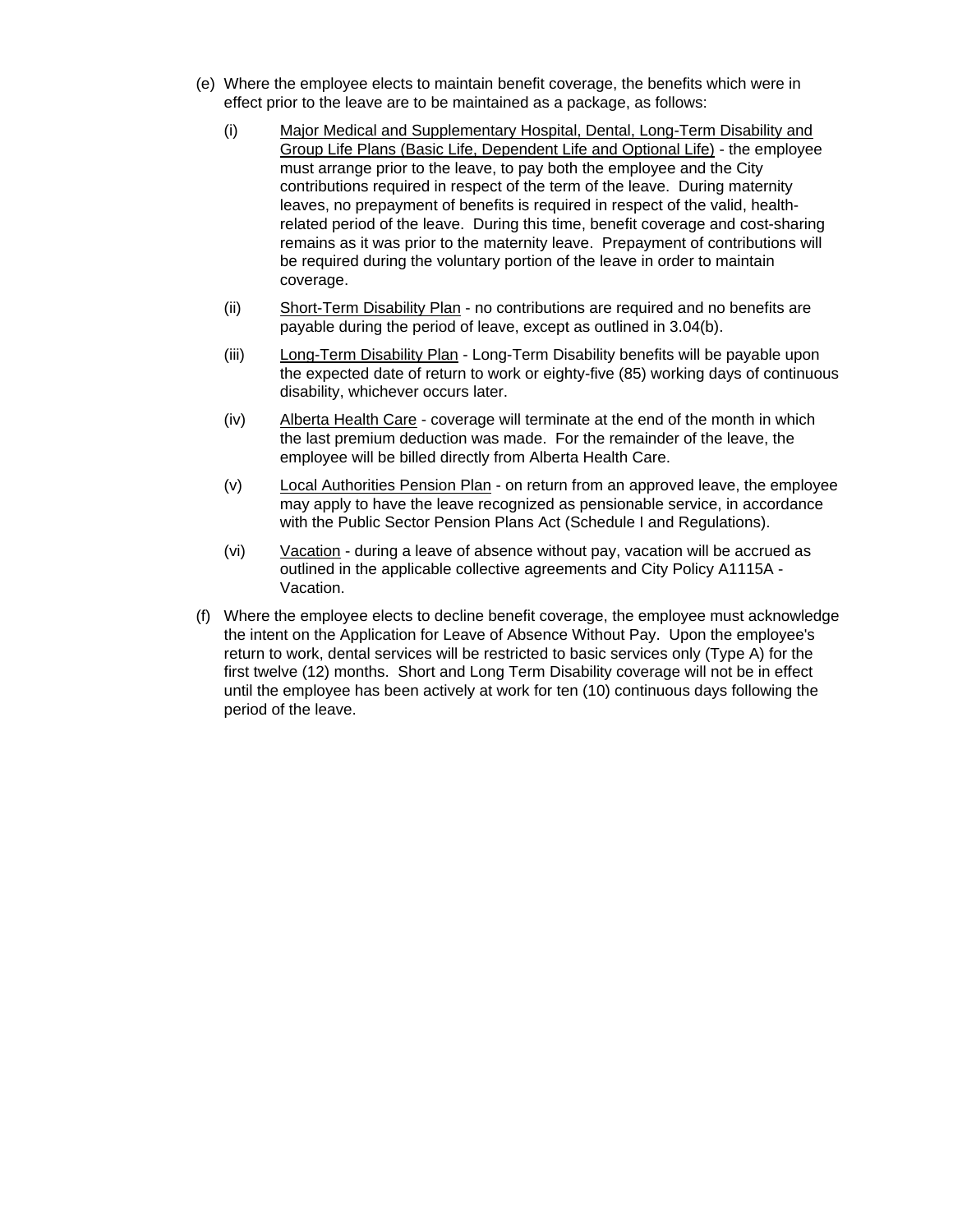(e) Where the employee elects to maintain benefit coverage, the benefits which were in effect prior to the leave are to be maintained as a package, as follows:

  (i) Major Medical and Supplementary Hospital, Dental, Long-Term Disability and Group Life Plans (Basic Life, Dependent Life and Optional Life) - the employee must arrange prior to the leave, to pay both the employee and the City contributions required in respect of the term of the leave. During maternity leaves, no prepayment of benefits is required in respect of the valid, health-related period of the leave. During this time, benefit coverage and cost-sharing remains as it was prior to the maternity leave. Prepayment of contributions will be required during the voluntary portion of the leave in order to maintain coverage.

  (ii) Short-Term Disability Plan - no contributions are required and no benefits are payable during the period of leave, except as outlined in 3.04(b).

  (iii) Long-Term Disability Plan - Long-Term Disability benefits will be payable upon the expected date of return to work or eighty-five (85) working days of continuous disability, whichever occurs later.

  (iv) Alberta Health Care - coverage will terminate at the end of the month in which the last premium deduction was made. For the remainder of the leave, the employee will be billed directly from Alberta Health Care.

  (v) Local Authorities Pension Plan - on return from an approved leave, the employee may apply to have the leave recognized as pensionable service, in accordance with the Public Sector Pension Plans Act (Schedule I and Regulations).

  (vi) Vacation - during a leave of absence without pay, vacation will be accrued as outlined in the applicable collective agreements and City Policy A1115A - Vacation.

(f) Where the employee elects to decline benefit coverage, the employee must acknowledge the intent on the Application for Leave of Absence Without Pay. Upon the employee's return to work, dental services will be restricted to basic services only (Type A) for the first twelve (12) months. Short and Long Term Disability coverage will not be in effect until the employee has been actively at work for ten (10) continuous days following the period of the leave.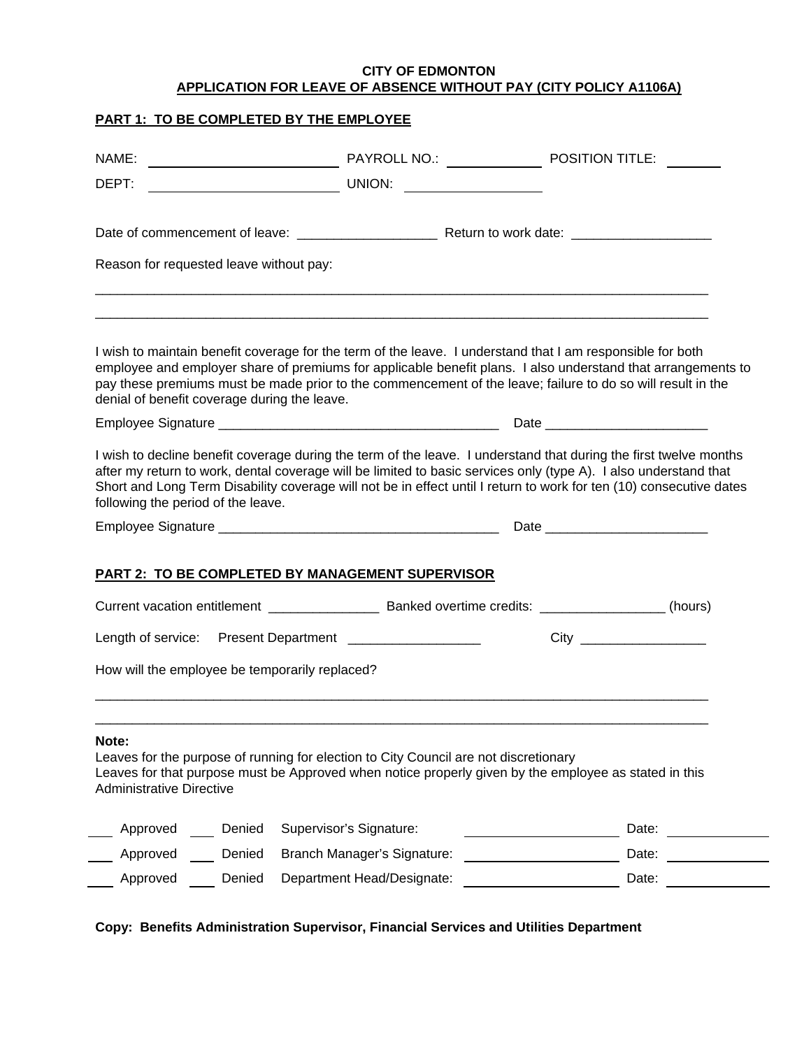**CITY OF EDMONTON**
**APPLICATION FOR LEAVE OF ABSENCE WITHOUT PAY (CITY POLICY A1106A)**

**PART 1: TO BE COMPLETED BY THE EMPLOYEE**

NAME: ____________________ PAYROLL NO.: ____________ POSITION TITLE: ________

DEPT: ____________________ UNION: ________________

Date of commencement of leave: ___________________ Return to work date: ___________________

Reason for requested leave without pay:

_______________________________________________________________________________

_______________________________________________________________________________

I wish to maintain benefit coverage for the term of the leave. I understand that I am responsible for both employee and employer share of premiums for applicable benefit plans. I also understand that arrangements to pay these premiums must be made prior to the commencement of the leave; failure to do so will result in the denial of benefit coverage during the leave.

Employee Signature ______________________________________ Date ______________________

I wish to decline benefit coverage during the term of the leave. I understand that during the first twelve months after my return to work, dental coverage will be limited to basic services only (type A). I also understand that Short and Long Term Disability coverage will not be in effect until I return to work for ten (10) consecutive dates following the period of the leave.

Employee Signature ______________________________________ Date ______________________

**PART 2: TO BE COMPLETED BY MANAGEMENT SUPERVISOR**

Current vacation entitlement _______________ Banked overtime credits: _________________ (hours)

Length of service: Present Department _________________ City _________________

How will the employee be temporarily replaced?

_______________________________________________________________________________

_______________________________________________________________________________

**Note:**
Leaves for the purpose of running for election to City Council are not discretionary
Leaves for that purpose must be Approved when notice properly given by the employee as stated in this Administrative Directive

___ Approved ___ Denied Supervisor's Signature: ____________________ Date: ____________

___ Approved ___ Denied Branch Manager's Signature: ____________________ Date: ____________

___ Approved ___ Denied Department Head/Designate: ____________________ Date: ____________

**Copy: Benefits Administration Supervisor, Financial Services and Utilities Department**